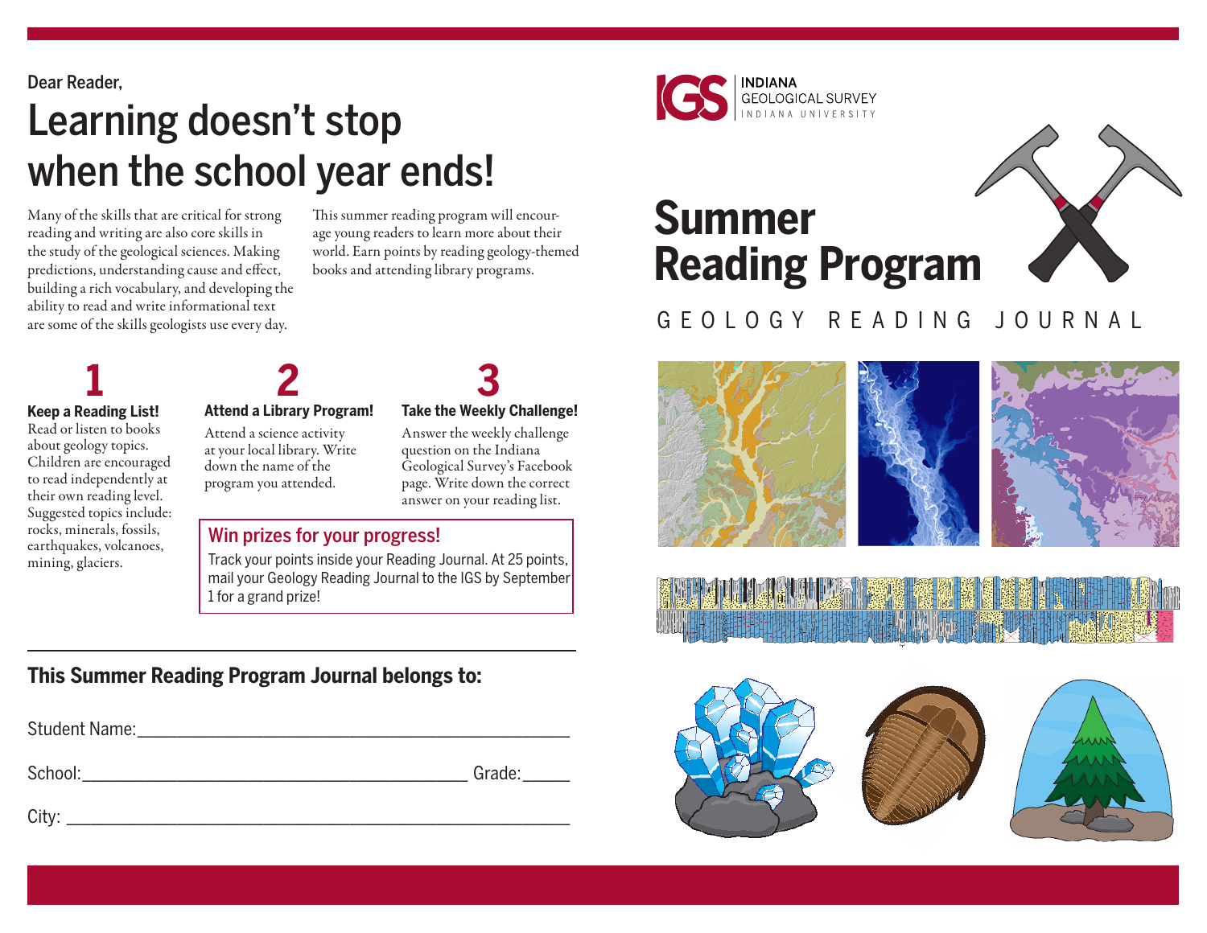Dear Reader,

# Learning doesn't stop when the school year ends!

Many of the skills that are critical for strong reading and writing are also core skills in the study of the geological sciences. Making predictions, understanding cause and effect, building a rich vocabulary, and developing the ability to read and write informational text are some of the skills geologists use every day.

This summer reading program will encourage young readers to learn more about their world. Earn points by reading geology-themed books and attending library programs.

## 1

**Keep a Reading List!**

Read or listen to books about geology topics. Children are encouraged to read independently at their own reading level. Suggested topics include: rocks, minerals, fossils, earthquakes, volcanoes, mining, glaciers.

## 2

**Attend a Library Program!**

Attend a science activity at your local library. Write down the name of the program you attended.

## 3

**Take the Weekly Challenge!**

Answer the weekly challenge question on the Indiana Geological Survey's Facebook page. Write down the correct answer on your reading list.

### Win prizes for your progress!

Track your points inside your Reading Journal. At 25 points, mail your Geology Reading Journal to the IGS by September 1 for a grand prize!

---

### This Summer Reading Program Journal belongs to:

Student Name:\_\_\_\_\_\_\_\_\_\_\_\_\_\_\_\_\_\_\_\_\_\_\_\_\_\_\_\_\_\_\_\_\_\_\_\_\_\_\_\_

School:\_\_\_\_\_\_\_\_\_\_\_\_\_\_\_\_\_\_\_\_\_\_\_\_\_\_\_\_\_\_\_\_\_\_\_\_ Grade:\_\_\_\_\_

City: \_\_\_\_\_\_\_\_\_\_\_\_\_\_\_\_\_\_\_\_\_\_\_\_\_\_\_\_\_\_\_\_\_\_\_\_\_\_\_\_\_\_\_\_\_\_

IGS | INDIANA GEOLOGICAL SURVEY | INDIANA UNIVERSITY

# Summer Reading Program

GEOLOGY READING JOURNAL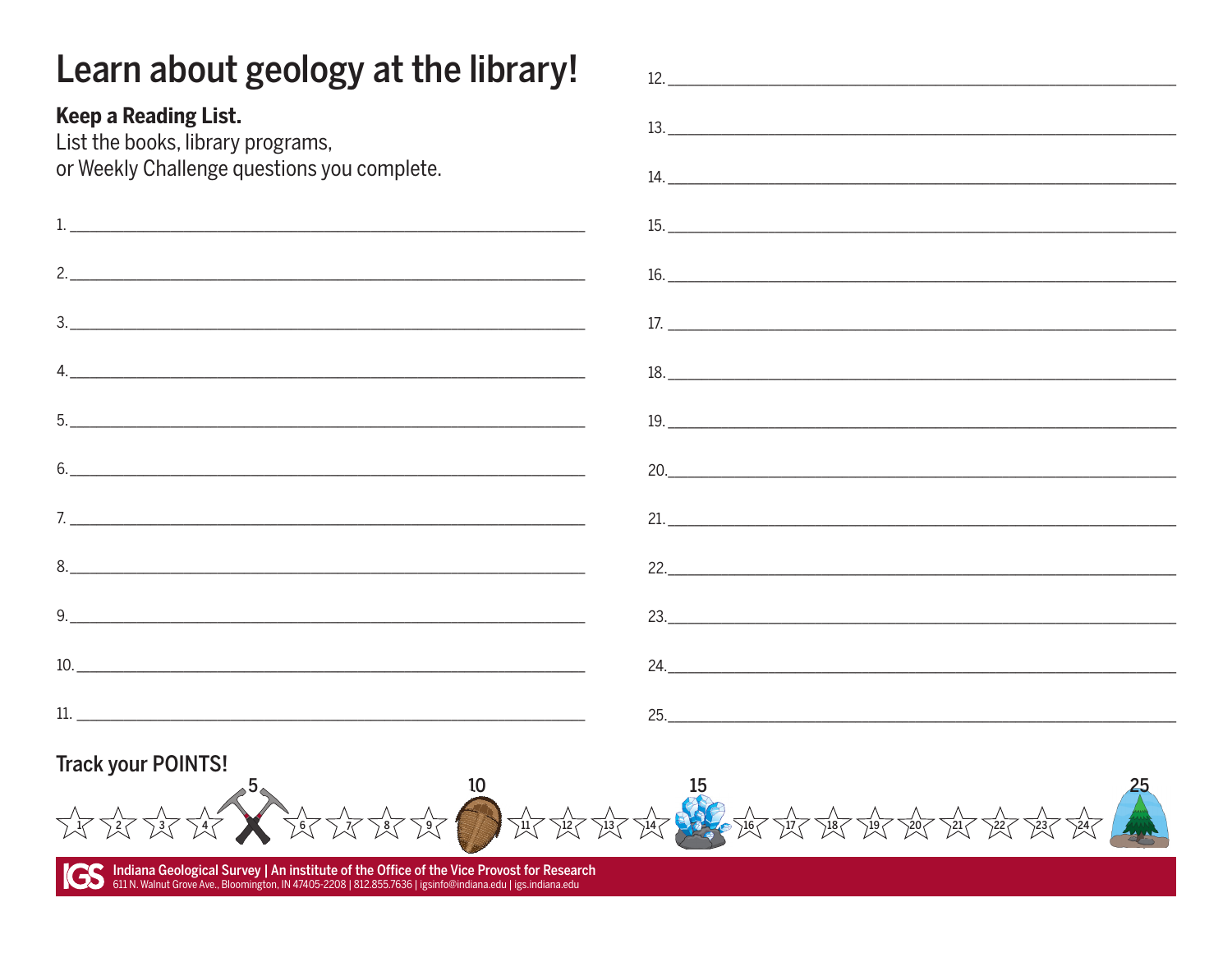# Learn about geology at the library!

**Keep a Reading List.**
List the books, library programs,
or Weekly Challenge questions you complete.

1. ______________________________
2. ______________________________
3. ______________________________
4. ______________________________
5. ______________________________
6. ______________________________
7. ______________________________
8. ______________________________
9. ______________________________
10. ______________________________
11. ______________________________
12. ______________________________
13. ______________________________
14. ______________________________
15. ______________________________
16. ______________________________
17. ______________________________
18. ______________________________
19. ______________________________
20. ______________________________
21. ______________________________
22. ______________________________
23. ______________________________
24. ______________________________
25. ______________________________

Track your POINTS!

1 2 3 4 5 6 7 8 9 10 11 12 13 14 15 16 17 18 19 20 21 22 23 24 25

**Indiana Geological Survey | An institute of the Office of the Vice Provost for Research**
611 N. Walnut Grove Ave., Bloomington, IN 47405-2208 | 812.855.7636 | igsinfo@indiana.edu | igs.indiana.edu